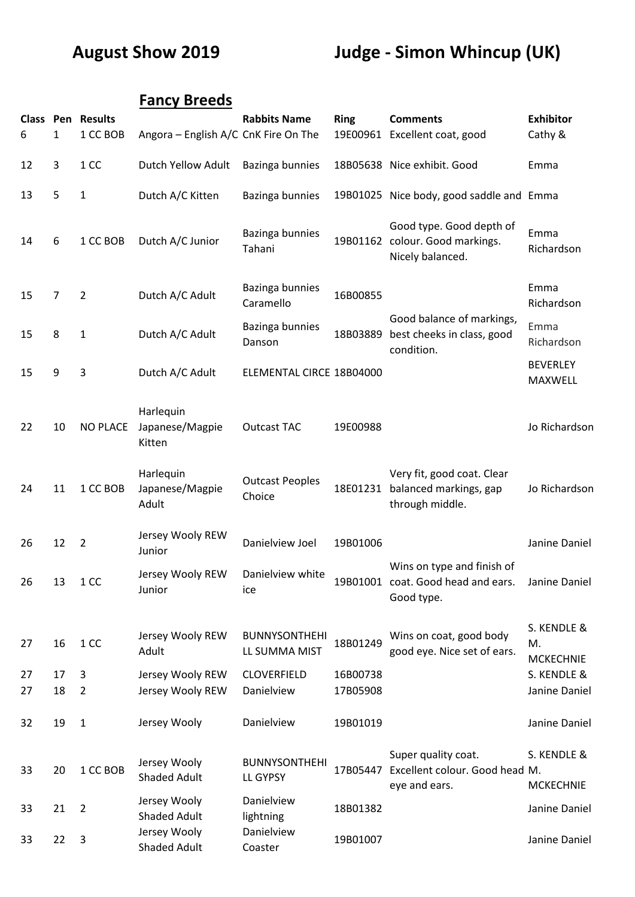**August Show 2019** **Judge - Simon Whincup (UK)**

## Fancy Breeds

| Class | Pen | Results | | Rabbits Name | Ring | Comments | Exhibitor |
|---|---|---|---|---|---|---|---|
| 6 | 1 | 1 CC BOB | Angora – English A/C | CnK Fire On The | 19E00961 | Excellent coat, good | Cathy & |
| 12 | 3 | 1 CC | Dutch Yellow Adult | Bazinga bunnies | 18B05638 | Nice exhibit. Good | Emma |
| 13 | 5 | 1 | Dutch A/C Kitten | Bazinga bunnies | 19B01025 | Nice body, good saddle and | Emma |
| 14 | 6 | 1 CC BOB | Dutch A/C Junior | Bazinga bunnies Tahani | 19B01162 | Good type. Good depth of colour. Good markings. Nicely balanced. | Emma Richardson |
| 15 | 7 | 2 | Dutch A/C Adult | Bazinga bunnies Caramello | 16B00855 | | Emma Richardson |
| 15 | 8 | 1 | Dutch A/C Adult | Bazinga bunnies Danson | 18B03889 | Good balance of markings, best cheeks in class, good condition. | Emma Richardson |
| 15 | 9 | 3 | Dutch A/C Adult | ELEMENTAL CIRCE | 18B04000 | | BEVERLEY MAXWELL |
| 22 | 10 | NO PLACE | Harlequin Japanese/Magpie Kitten | Outcast TAC | 19E00988 | | Jo Richardson |
| 24 | 11 | 1 CC BOB | Harlequin Japanese/Magpie Adult | Outcast Peoples Choice | 18E01231 | Very fit, good coat. Clear balanced markings, gap through middle. | Jo Richardson |
| 26 | 12 | 2 | Jersey Wooly REW Junior | Danielview Joel | 19B01006 | | Janine Daniel |
| 26 | 13 | 1 CC | Jersey Wooly REW Junior | Danielview white ice | 19B01001 | Wins on type and finish of coat. Good head and ears. Good type. | Janine Daniel |
| 27 | 16 | 1 CC | Jersey Wooly REW Adult | BUNNYSONTHEHILL SUMMA MIST | 18B01249 | Wins on coat, good body good eye. Nice set of ears. | S. KENDLE & M. MCKECHNIE |
| 27 | 17 | 3 | Jersey Wooly REW | CLOVERFIELD | 16B00738 | | S. KENDLE & |
| 27 | 18 | 2 | Jersey Wooly REW | Danielview | 17B05908 | | Janine Daniel |
| 32 | 19 | 1 | Jersey Wooly | Danielview | 19B01019 | | Janine Daniel |
| 33 | 20 | 1 CC BOB | Jersey Wooly Shaded Adult | BUNNYSONTHEHILL GYPSY | 17B05447 | Super quality coat. Excellent colour. Good head eye and ears. | S. KENDLE & M. MCKECHNIE |
| 33 | 21 | 2 | Jersey Wooly Shaded Adult | Danielview lightning | 18B01382 | | Janine Daniel |
| 33 | 22 | 3 | Jersey Wooly Shaded Adult | Danielview Coaster | 19B01007 | | Janine Daniel |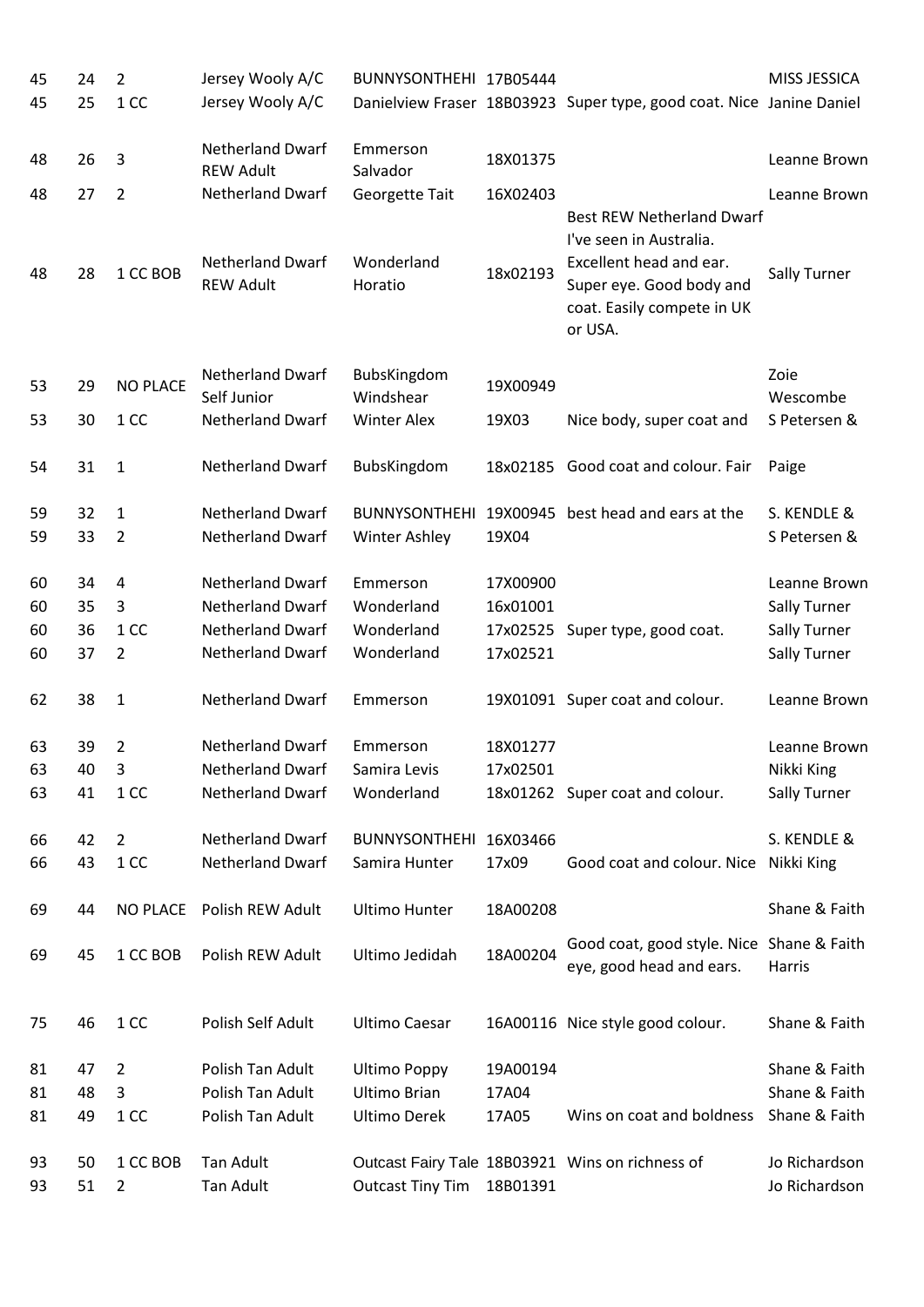| | | | | | | | |
|---|---|---|---|---|---|---|---|
| 45 | 24 | 2 | Jersey Wooly A/C | BUNNYSONTHEHI | 17B05444 | | MISS JESSICA |
| 45 | 25 | 1 CC | Jersey Wooly A/C | Danielview Fraser | 18B03923 | Super type, good coat. Nice | Janine Daniel |
| 48 | 26 | 3 | Netherland Dwarf REW Adult | Emmerson Salvador | 18X01375 | | Leanne Brown |
| 48 | 27 | 2 | Netherland Dwarf | Georgette Tait | 16X02403 | | Leanne Brown |
| 48 | 28 | 1 CC BOB | Netherland Dwarf REW Adult | Wonderland Horatio | 18x02193 | Best REW Netherland Dwarf I've seen in Australia. Excellent head and ear. Super eye. Good body and coat. Easily compete in UK or USA. | Sally Turner |
| 53 | 29 | NO PLACE | Netherland Dwarf Self Junior | BubsKingdom Windshear | 19X00949 | | Zoie Wescombe |
| 53 | 30 | 1 CC | Netherland Dwarf | Winter Alex | 19X03 | Nice body, super coat and | S Petersen & |
| 54 | 31 | 1 | Netherland Dwarf | BubsKingdom | 18x02185 | Good coat and colour. Fair | Paige |
| 59 | 32 | 1 | Netherland Dwarf | BUNNYSONTHEHI | 19X00945 | best head and ears at the | S. KENDLE & |
| 59 | 33 | 2 | Netherland Dwarf | Winter Ashley | 19X04 | | S Petersen & |
| 60 | 34 | 4 | Netherland Dwarf | Emmerson | 17X00900 | | Leanne Brown |
| 60 | 35 | 3 | Netherland Dwarf | Wonderland | 16x01001 | | Sally Turner |
| 60 | 36 | 1 CC | Netherland Dwarf | Wonderland | 17x02525 | Super type, good coat. | Sally Turner |
| 60 | 37 | 2 | Netherland Dwarf | Wonderland | 17x02521 | | Sally Turner |
| 62 | 38 | 1 | Netherland Dwarf | Emmerson | 19X01091 | Super coat and colour. | Leanne Brown |
| 63 | 39 | 2 | Netherland Dwarf | Emmerson | 18X01277 | | Leanne Brown |
| 63 | 40 | 3 | Netherland Dwarf | Samira Levis | 17x02501 | | Nikki King |
| 63 | 41 | 1 CC | Netherland Dwarf | Wonderland | 18x01262 | Super coat and colour. | Sally Turner |
| 66 | 42 | 2 | Netherland Dwarf | BUNNYSONTHEHI | 16X03466 | | S. KENDLE & |
| 66 | 43 | 1 CC | Netherland Dwarf | Samira Hunter | 17x09 | Good coat and colour. Nice | Nikki King |
| 69 | 44 | NO PLACE | Polish REW Adult | Ultimo Hunter | 18A00208 | | Shane & Faith |
| 69 | 45 | 1 CC BOB | Polish REW Adult | Ultimo Jedidah | 18A00204 | Good coat, good style. Nice eye, good head and ears. | Shane & Faith Harris |
| 75 | 46 | 1 CC | Polish Self Adult | Ultimo Caesar | 16A00116 | Nice style good colour. | Shane & Faith |
| 81 | 47 | 2 | Polish Tan Adult | Ultimo Poppy | 19A00194 | | Shane & Faith |
| 81 | 48 | 3 | Polish Tan Adult | Ultimo Brian | 17A04 | | Shane & Faith |
| 81 | 49 | 1 CC | Polish Tan Adult | Ultimo Derek | 17A05 | Wins on coat and boldness | Shane & Faith |
| 93 | 50 | 1 CC BOB | Tan Adult | Outcast Fairy Tale | 18B03921 | Wins on richness of | Jo Richardson |
| 93 | 51 | 2 | Tan Adult | Outcast Tiny Tim | 18B01391 | | Jo Richardson |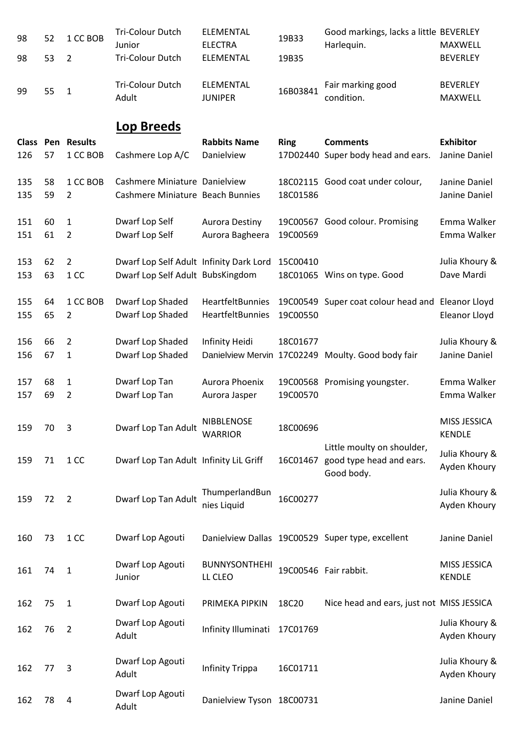| | | | | | | | |
|---|---|---|---|---|---|---|---|
| 98 | 52 | 1 CC BOB | Tri-Colour Dutch Junior | ELEMENTAL ELECTRA | 19B33 | Good markings, lacks a little Harlequin. | BEVERLEY MAXWELL |
| 98 | 53 | 2 | Tri-Colour Dutch | ELEMENTAL | 19B35 | | BEVERLEY |
| 99 | 55 | 1 | Tri-Colour Dutch Adult | ELEMENTAL JUNIPER | 16B03841 | Fair marking good condition. | BEVERLEY MAXWELL |

## Lop Breeds

| Class | Pen | Results | | Rabbits Name | Ring | Comments | Exhibitor |
|---|---|---|---|---|---|---|---|
| 126 | 57 | 1 CC BOB | Cashmere Lop A/C | Danielview | 17D02440 | Super body head and ears. | Janine Daniel |
| 135 | 58 | 1 CC BOB | Cashmere Miniature | Danielview | 18C02115 | Good coat under colour, | Janine Daniel |
| 135 | 59 | 2 | Cashmere Miniature | Beach Bunnies | 18C01586 | | Janine Daniel |
| 151 | 60 | 1 | Dwarf Lop Self | Aurora Destiny | 19C00567 | Good colour. Promising | Emma Walker |
| 151 | 61 | 2 | Dwarf Lop Self | Aurora Bagheera | 19C00569 | | Emma Walker |
| 153 | 62 | 2 | Dwarf Lop Self Adult | Infinity Dark Lord | 15C00410 | | Julia Khoury & |
| 153 | 63 | 1 CC | Dwarf Lop Self Adult | BubsKingdom | 18C01065 | Wins on type. Good | Dave Mardi |
| 155 | 64 | 1 CC BOB | Dwarf Lop Shaded | HeartfeltBunnies | 19C00549 | Super coat colour head and | Eleanor Lloyd |
| 155 | 65 | 2 | Dwarf Lop Shaded | HeartfeltBunnies | 19C00550 | | Eleanor Lloyd |
| 156 | 66 | 2 | Dwarf Lop Shaded | Infinity Heidi | 18C01677 | | Julia Khoury & |
| 156 | 67 | 1 | Dwarf Lop Shaded | Danielview Mervin | 17C02249 | Moulty. Good body fair | Janine Daniel |
| 157 | 68 | 1 | Dwarf Lop Tan | Aurora Phoenix | 19C00568 | Promising youngster. | Emma Walker |
| 157 | 69 | 2 | Dwarf Lop Tan | Aurora Jasper | 19C00570 | | Emma Walker |
| 159 | 70 | 3 | Dwarf Lop Tan Adult | NIBBLENOSE WARRIOR | 18C00696 | | MISS JESSICA KENDLE |
| 159 | 71 | 1 CC | Dwarf Lop Tan Adult | Infinity LiL Griff | 16C01467 | Little moulty on shoulder, good type head and ears. Good body. | Julia Khoury & Ayden Khoury |
| 159 | 72 | 2 | Dwarf Lop Tan Adult | ThumperlandBunnies Liquid | 16C00277 | | Julia Khoury & Ayden Khoury |
| 160 | 73 | 1 CC | Dwarf Lop Agouti | Danielview Dallas | 19C00529 | Super type, excellent | Janine Daniel |
| 161 | 74 | 1 | Dwarf Lop Agouti Junior | BUNNYSONTHEHILL CLEO | 19C00546 | Fair rabbit. | MISS JESSICA KENDLE |
| 162 | 75 | 1 | Dwarf Lop Agouti | PRIMEKA PIPKIN | 18C20 | Nice head and ears, just not | MISS JESSICA |
| 162 | 76 | 2 | Dwarf Lop Agouti Adult | Infinity Illuminati | 17C01769 | | Julia Khoury & Ayden Khoury |
| 162 | 77 | 3 | Dwarf Lop Agouti Adult | Infinity Trippa | 16C01711 | | Julia Khoury & Ayden Khoury |
| 162 | 78 | 4 | Dwarf Lop Agouti Adult | Danielview Tyson | 18C00731 | | Janine Daniel |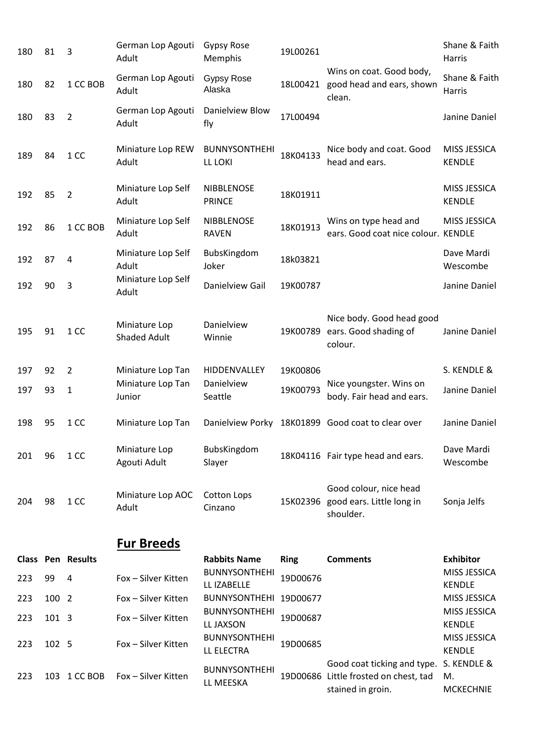| | | | | | | | |
|---|---|---|---|---|---|---|---|
| 180 | 81 | 3 | German Lop Agouti Adult | Gypsy Rose Memphis | 19L00261 | | Shane & Faith Harris |
| 180 | 82 | 1 CC BOB | German Lop Agouti Adult | Gypsy Rose Alaska | 18L00421 | Wins on coat. Good body, good head and ears, shown clean. | Shane & Faith Harris |
| 180 | 83 | 2 | German Lop Agouti Adult | Danielview Blow fly | 17L00494 | | Janine Daniel |
| 189 | 84 | 1 CC | Miniature Lop REW Adult | BUNNYSONTHEHILL LOKI | 18K04133 | Nice body and coat. Good head and ears. | MISS JESSICA KENDLE |
| 192 | 85 | 2 | Miniature Lop Self Adult | NIBBLENOSE PRINCE | 18K01911 | | MISS JESSICA KENDLE |
| 192 | 86 | 1 CC BOB | Miniature Lop Self Adult | NIBBLENOSE RAVEN | 18K01913 | Wins on type head and ears. Good coat nice colour. | MISS JESSICA KENDLE |
| 192 | 87 | 4 | Miniature Lop Self Adult | BubsKingdom Joker | 18k03821 | | Dave Mardi Wescombe |
| 192 | 90 | 3 | Miniature Lop Self Adult | Danielview Gail | 19K00787 | | Janine Daniel |
| 195 | 91 | 1 CC | Miniature Lop Shaded Adult | Danielview Winnie | 19K00789 | Nice body. Good head good ears. Good shading of colour. | Janine Daniel |
| 197 | 92 | 2 | Miniature Lop Tan | HIDDENVALLEY | 19K00806 | | S. KENDLE & |
| 197 | 93 | 1 | Miniature Lop Tan Junior | Danielview Seattle | 19K00793 | Nice youngster. Wins on body. Fair head and ears. | Janine Daniel |
| 198 | 95 | 1 CC | Miniature Lop Tan | Danielview Porky | 18K01899 | Good coat to clear over | Janine Daniel |
| 201 | 96 | 1 CC | Miniature Lop Agouti Adult | BubsKingdom Slayer | 18K04116 | Fair type head and ears. | Dave Mardi Wescombe |
| 204 | 98 | 1 CC | Miniature Lop AOC Adult | Cotton Lops Cinzano | 15K02396 | Good colour, nice head good ears. Little long in shoulder. | Sonja Jelfs |

## Fur Breeds

| Class | Pen | Results | | Rabbits Name | Ring | Comments | Exhibitor |
|---|---|---|---|---|---|---|---|
| 223 | 99 | 4 | Fox – Silver Kitten | BUNNYSONTHEHILL IZABELLE | 19D00676 | | MISS JESSICA KENDLE |
| 223 | 100 | 2 | Fox – Silver Kitten | BUNNYSONTHEHI | 19D00677 | | MISS JESSICA |
| 223 | 101 | 3 | Fox – Silver Kitten | BUNNYSONTHEHILL JAXSON | 19D00687 | | MISS JESSICA KENDLE |
| 223 | 102 | 5 | Fox – Silver Kitten | BUNNYSONTHEHILL ELECTRA | 19D00685 | | MISS JESSICA KENDLE |
| 223 | 103 | 1 CC BOB | Fox – Silver Kitten | BUNNYSONTHEHILL MEESKA | 19D00686 | Good coat ticking and type. Little frosted on chest, tad stained in groin. | S. KENDLE & M. MCKECHNIE |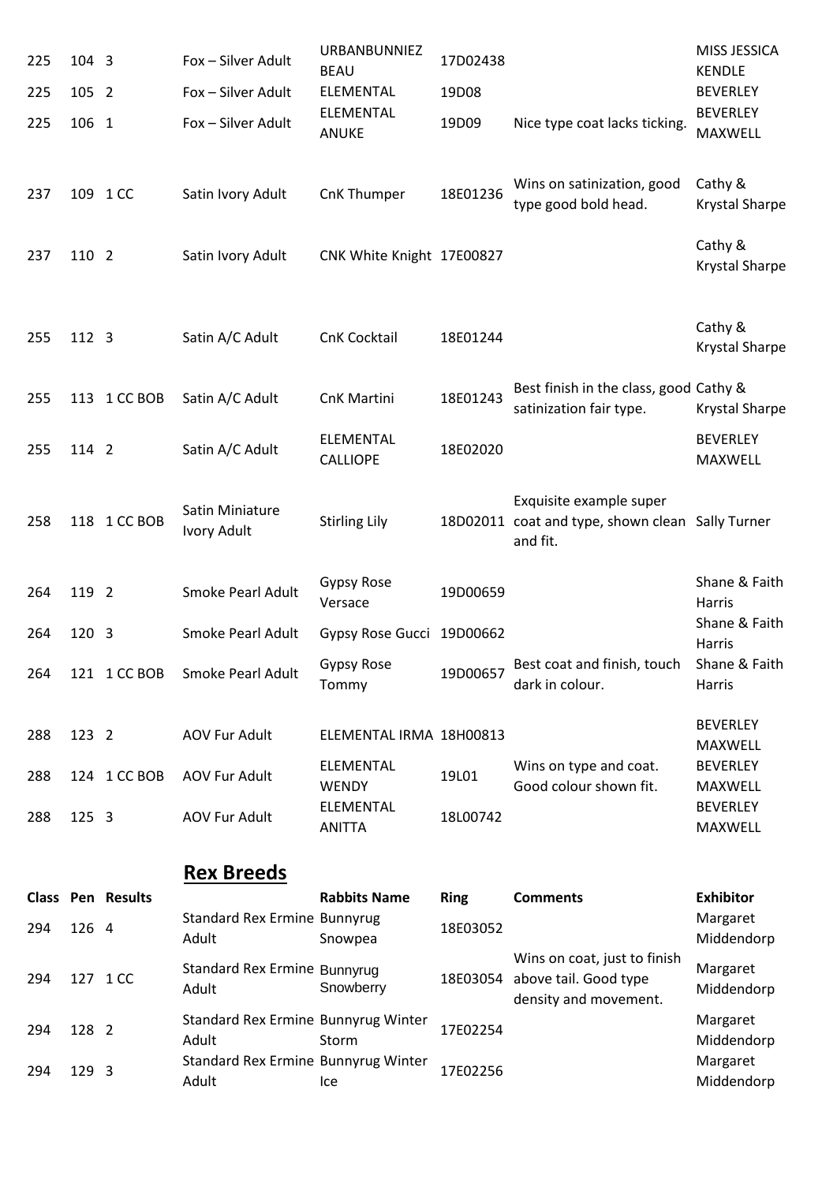| Class | Pen | Results | | Rabbits Name | Ring | Comments | Exhibitor |
|---|---|---|---|---|---|---|---|
| 225 | 104 | 3 | Fox – Silver Adult | URBANBUNNIEZ BEAU | 17D02438 | | MISS JESSICA KENDLE |
| 225 | 105 | 2 | Fox – Silver Adult | ELEMENTAL | 19D08 | | BEVERLEY |
| 225 | 106 | 1 | Fox – Silver Adult | ELEMENTAL ANUKE | 19D09 | Nice type coat lacks ticking. | BEVERLEY MAXWELL |
| 237 | 109 | 1 CC | Satin Ivory Adult | CnK Thumper | 18E01236 | Wins on satinization, good type good bold head. | Cathy & Krystal Sharpe |
| 237 | 110 | 2 | Satin Ivory Adult | CNK White Knight | 17E00827 | | Cathy & Krystal Sharpe |
| 255 | 112 | 3 | Satin A/C Adult | CnK Cocktail | 18E01244 | | Cathy & Krystal Sharpe |
| 255 | 113 | 1 CC BOB | Satin A/C Adult | CnK Martini | 18E01243 | Best finish in the class, good satinization fair type. | Cathy & Krystal Sharpe |
| 255 | 114 | 2 | Satin A/C Adult | ELEMENTAL CALLIOPE | 18E02020 | | BEVERLEY MAXWELL |
| 258 | 118 | 1 CC BOB | Satin Miniature Ivory Adult | Stirling Lily | 18D02011 | Exquisite example super coat and type, shown clean and fit. | Sally Turner |
| 264 | 119 | 2 | Smoke Pearl Adult | Gypsy Rose Versace | 19D00659 | | Shane & Faith Harris |
| 264 | 120 | 3 | Smoke Pearl Adult | Gypsy Rose Gucci | 19D00662 | | Shane & Faith Harris |
| 264 | 121 | 1 CC BOB | Smoke Pearl Adult | Gypsy Rose Tommy | 19D00657 | Best coat and finish, touch dark in colour. | Shane & Faith Harris |
| 288 | 123 | 2 | AOV Fur Adult | ELEMENTAL IRMA | 18H00813 | | BEVERLEY MAXWELL |
| 288 | 124 | 1 CC BOB | AOV Fur Adult | ELEMENTAL WENDY | 19L01 | Wins on type and coat. Good colour shown fit. | BEVERLEY MAXWELL |
| 288 | 125 | 3 | AOV Fur Adult | ELEMENTAL ANITTA | 18L00742 | | BEVERLEY MAXWELL |

## Rex Breeds

| Class | Pen | Results | | Rabbits Name | Ring | Comments | Exhibitor |
|---|---|---|---|---|---|---|---|
| 294 | 126 | 4 | Standard Rex Ermine Adult | Bunnyrug Snowpea | 18E03052 | | Margaret Middendorp |
| 294 | 127 | 1 CC | Standard Rex Ermine Adult | Bunnyrug Snowberry | 18E03054 | Wins on coat, just to finish above tail. Good type density and movement. | Margaret Middendorp |
| 294 | 128 | 2 | Standard Rex Ermine Adult | Bunnyrug Winter Storm | 17E02254 | | Margaret Middendorp |
| 294 | 129 | 3 | Standard Rex Ermine Adult | Bunnyrug Winter Ice | 17E02256 | | Margaret Middendorp |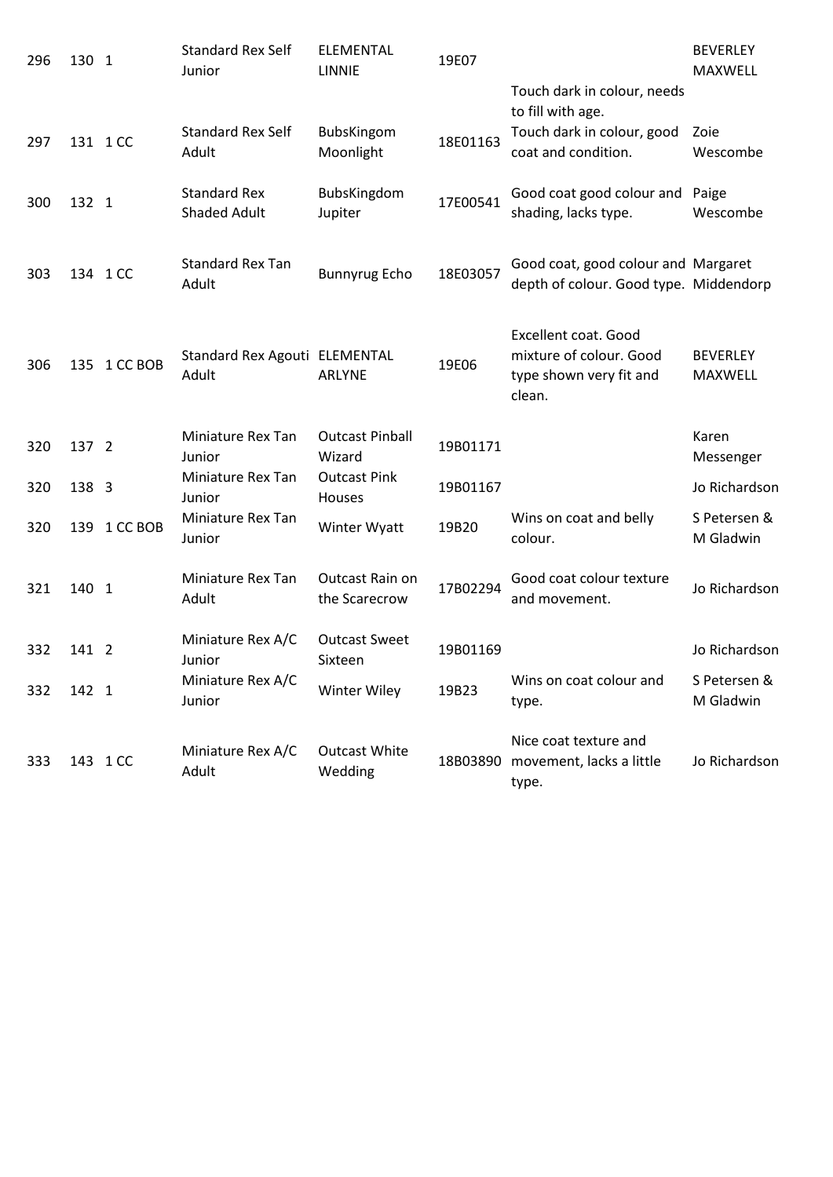| | | | | | | | |
|---|---|---|---|---|---|---|---|
| 296 | 130 | 1 | Standard Rex Self Junior | ELEMENTAL LINNIE | 19E07 | Touch dark in colour, needs to fill with age. | BEVERLEY MAXWELL |
| 297 | 131 | 1 CC | Standard Rex Self Adult | BubsKingom Moonlight | 18E01163 | Touch dark in colour, good coat and condition. | Zoie Wescombe |
| 300 | 132 | 1 | Standard Rex Shaded Adult | BubsKingdom Jupiter | 17E00541 | Good coat good colour and shading, lacks type. | Paige Wescombe |
| 303 | 134 | 1 CC | Standard Rex Tan Adult | Bunnyrug Echo | 18E03057 | Good coat, good colour and depth of colour. Good type. | Margaret Middendorp |
| 306 | 135 | 1 CC BOB | Standard Rex Agouti Adult | ELEMENTAL ARLYNE | 19E06 | Excellent coat. Good mixture of colour. Good type shown very fit and clean. | BEVERLEY MAXWELL |
| 320 | 137 | 2 | Miniature Rex Tan Junior | Outcast Pinball Wizard | 19B01171 | | Karen Messenger |
| 320 | 138 | 3 | Miniature Rex Tan Junior | Outcast Pink Houses | 19B01167 | | Jo Richardson |
| 320 | 139 | 1 CC BOB | Miniature Rex Tan Junior | Winter Wyatt | 19B20 | Wins on coat and belly colour. | S Petersen & M Gladwin |
| 321 | 140 | 1 | Miniature Rex Tan Adult | Outcast Rain on the Scarecrow | 17B02294 | Good coat colour texture and movement. | Jo Richardson |
| 332 | 141 | 2 | Miniature Rex A/C Junior | Outcast Sweet Sixteen | 19B01169 | | Jo Richardson |
| 332 | 142 | 1 | Miniature Rex A/C Junior | Winter Wiley | 19B23 | Wins on coat colour and type. | S Petersen & M Gladwin |
| 333 | 143 | 1 CC | Miniature Rex A/C Adult | Outcast White Wedding | 18B03890 | Nice coat texture and movement, lacks a little type. | Jo Richardson |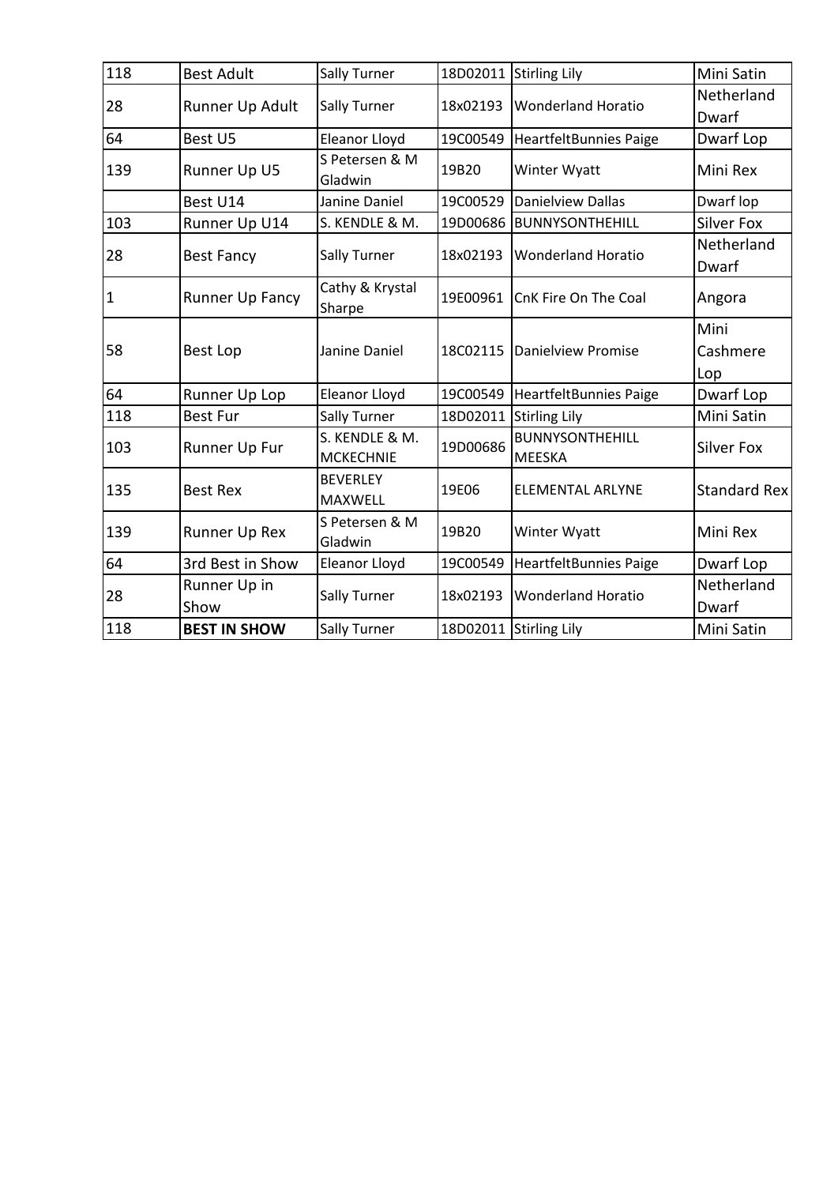| | | | | | |
|---|---|---|---|---|---|
| 118 | Best Adult | Sally Turner | 18D02011 | Stirling Lily | Mini Satin |
| 28 | Runner Up Adult | Sally Turner | 18x02193 | Wonderland Horatio | Netherland Dwarf |
| 64 | Best U5 | Eleanor Lloyd | 19C00549 | HeartfeltBunnies Paige | Dwarf Lop |
| 139 | Runner Up U5 | S Petersen & M Gladwin | 19B20 | Winter Wyatt | Mini Rex |
| | Best U14 | Janine Daniel | 19C00529 | Danielview Dallas | Dwarf lop |
| 103 | Runner Up U14 | S. KENDLE & M. | 19D00686 | BUNNYSONTHEHILL | Silver Fox |
| 28 | Best Fancy | Sally Turner | 18x02193 | Wonderland Horatio | Netherland Dwarf |
| 1 | Runner Up Fancy | Cathy & Krystal Sharpe | 19E00961 | CnK Fire On The Coal | Angora |
| 58 | Best Lop | Janine Daniel | 18C02115 | Danielview Promise | Mini Cashmere Lop |
| 64 | Runner Up Lop | Eleanor Lloyd | 19C00549 | HeartfeltBunnies Paige | Dwarf Lop |
| 118 | Best Fur | Sally Turner | 18D02011 | Stirling Lily | Mini Satin |
| 103 | Runner Up Fur | S. KENDLE & M. MCKECHNIE | 19D00686 | BUNNYSONTHEHILL MEESKA | Silver Fox |
| 135 | Best Rex | BEVERLEY MAXWELL | 19E06 | ELEMENTAL ARLYNE | Standard Rex |
| 139 | Runner Up Rex | S Petersen & M Gladwin | 19B20 | Winter Wyatt | Mini Rex |
| 64 | 3rd Best in Show | Eleanor Lloyd | 19C00549 | HeartfeltBunnies Paige | Dwarf Lop |
| 28 | Runner Up in Show | Sally Turner | 18x02193 | Wonderland Horatio | Netherland Dwarf |
| 118 | **BEST IN SHOW** | Sally Turner | 18D02011 | Stirling Lily | Mini Satin |